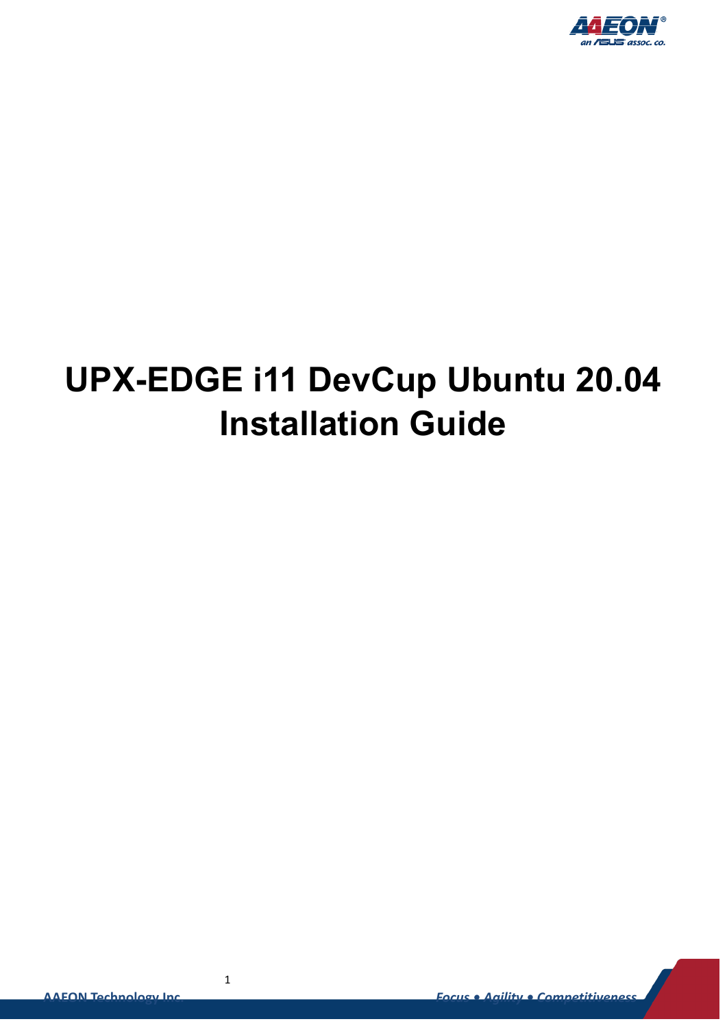# UPX-EDGE i11 DevCup Ubuntu 20.04 Installation Guide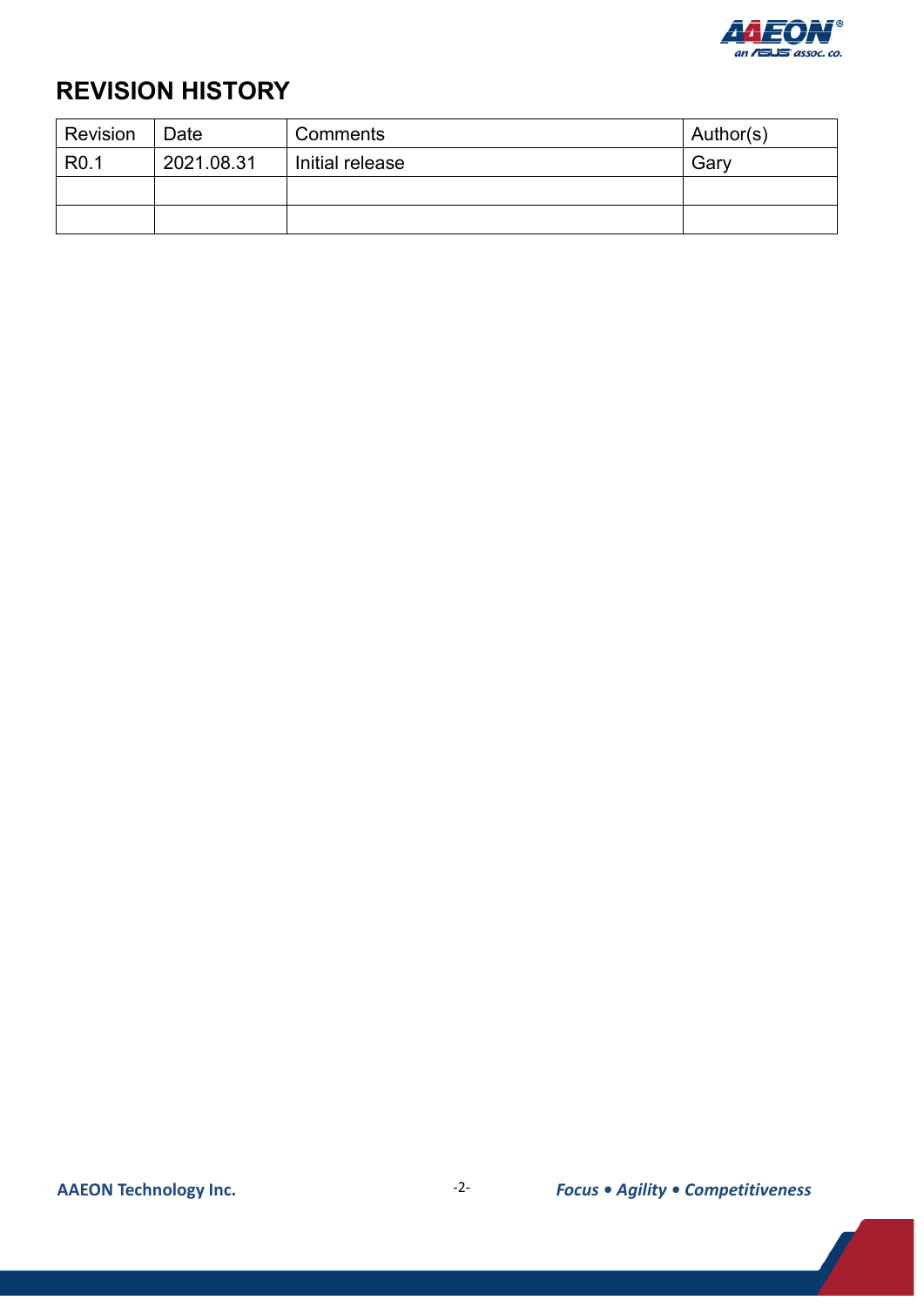# REVISION HISTORY

| Revision | Date | Comments | Author(s) |
|---|---|---|---|
| R0.1 | 2021.08.31 | Initial release | Gary |
| | | | |
| | | | |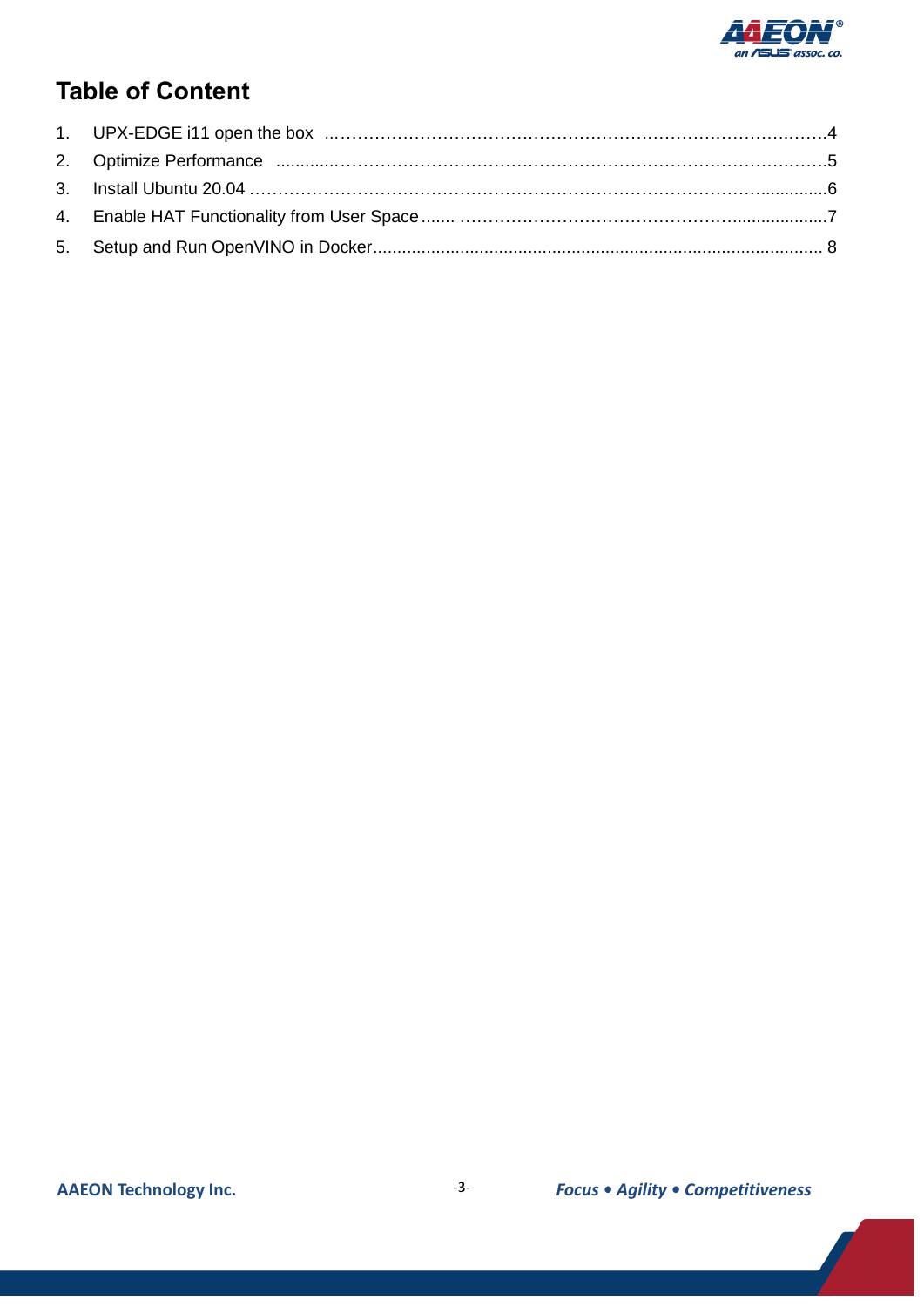# Table of Content

1. UPX-EDGE i11 open the box ....................................................................................4
2. Optimize Performance ....................................................................................5
3. Install Ubuntu 20.04 ....................................................................................6
4. Enable HAT Functionality from User Space ....................................................................................7
5. Setup and Run OpenVINO in Docker ....................................................................................8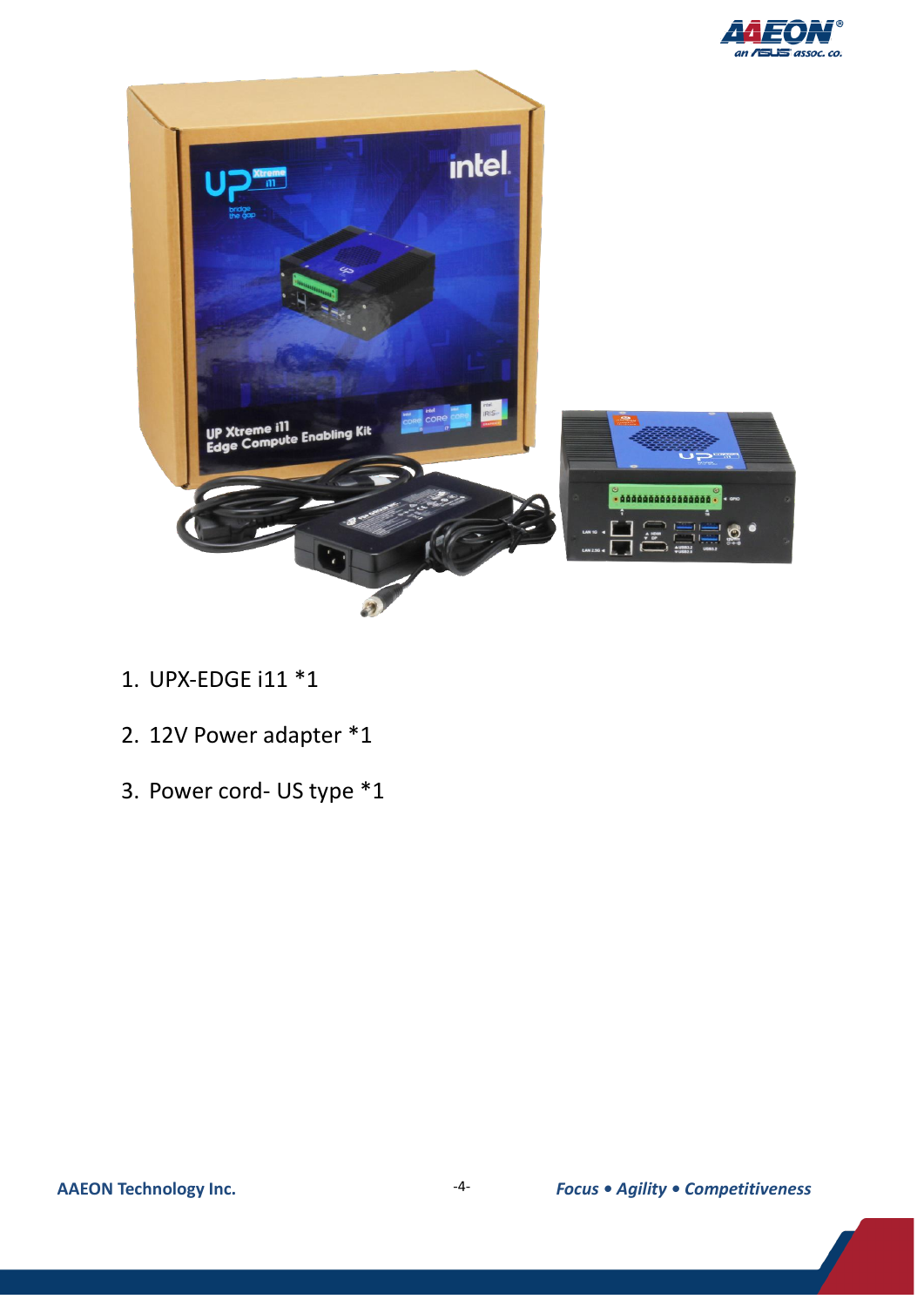1. UPX-EDGE i11 *1
2. 12V Power adapter *1
3. Power cord- US type *1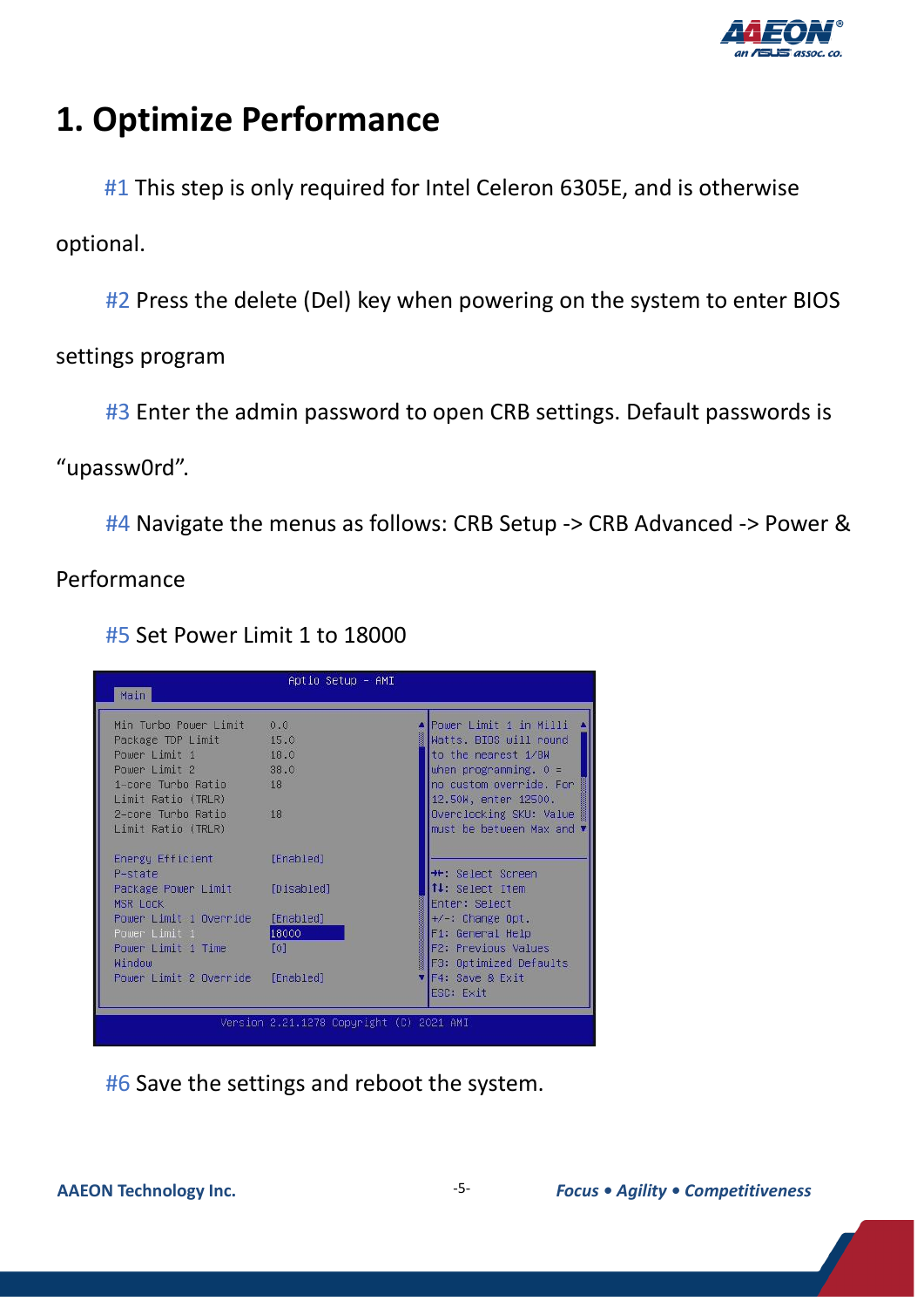# 1. Optimize Performance

#1 This step is only required for Intel Celeron 6305E, and is otherwise optional.

#2 Press the delete (Del) key when powering on the system to enter BIOS settings program

#3 Enter the admin password to open CRB settings. Default passwords is "upassw0rd".

#4 Navigate the menus as follows: CRB Setup -> CRB Advanced -> Power & Performance

#5 Set Power Limit 1 to 18000

```
Aptio Setup - AMI
Main

Min Turbo Power Limit        0.0          Power Limit 1 in Milli
Package TDP Limit            15.0         Watts. BIOS will round
Power Limit 1                18.0         to the nearest 1/8W
Power Limit 2                38.0         when programming. 0 =
1-core Turbo Ratio           18           no custom override. For
Limit Ratio (TRLR)                        12.50W, enter 12500.
2-core Turbo Ratio           18           Overclocking SKU: Value
Limit Ratio (TRLR)                        must be between Max and

Energy Efficient             [Enabled]
P-state                                   ++: Select Screen
Package Power Limit          [Disabled]   ↑↓: Select Item
MSR Lock                                  Enter: Select
Power Limit 1 Override       [Enabled]    +/-: Change Opt.
Power Limit 1                18000        F1: General Help
Power Limit 1 Time           [0]          F2: Previous Values
Window                                    F3: Optimized Defaults
Power Limit 2 Override       [Enabled]    F4: Save & Exit
                                          ESC: Exit

Version 2.21.1278 Copyright (C) 2021 AMI
```

#6 Save the settings and reboot the system.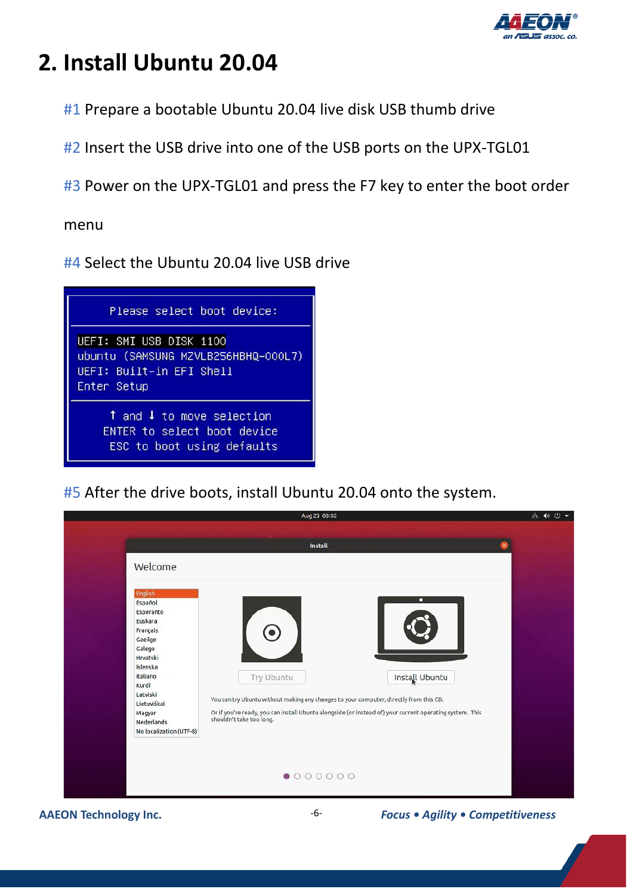# 2. Install Ubuntu 20.04

#1 Prepare a bootable Ubuntu 20.04 live disk USB thumb drive

#2 Insert the USB drive into one of the USB ports on the UPX-TGL01

#3 Power on the UPX-TGL01 and press the F7 key to enter the boot order menu

#4 Select the Ubuntu 20.04 live USB drive

```
Please select boot device:

UEFI: SMI USB DISK 1100
ubuntu (SAMSUNG MZVLB256HBHQ-000L7)
UEFI: Built-in EFI Shell
Enter Setup

↑ and ↓ to move selection
ENTER to select boot device
ESC to boot using defaults
```

#5 After the drive boots, install Ubuntu 20.04 onto the system.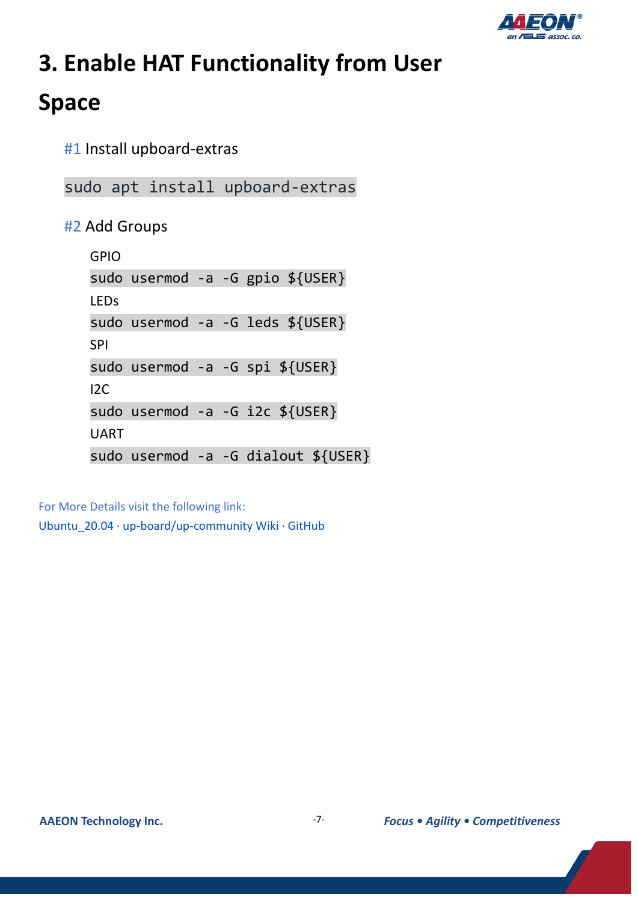# 3. Enable HAT Functionality from User Space

#1 Install upboard-extras

```
sudo apt install upboard-extras
```

#2 Add Groups

GPIO

```
sudo usermod -a -G gpio ${USER}
```

LEDs

```
sudo usermod -a -G leds ${USER}
```

SPI

```
sudo usermod -a -G spi ${USER}
```

I2C

```
sudo usermod -a -G i2c ${USER}
```

UART

```
sudo usermod -a -G dialout ${USER}
```

For More Details visit the following link:
Ubuntu_20.04 · up-board/up-community Wiki · GitHub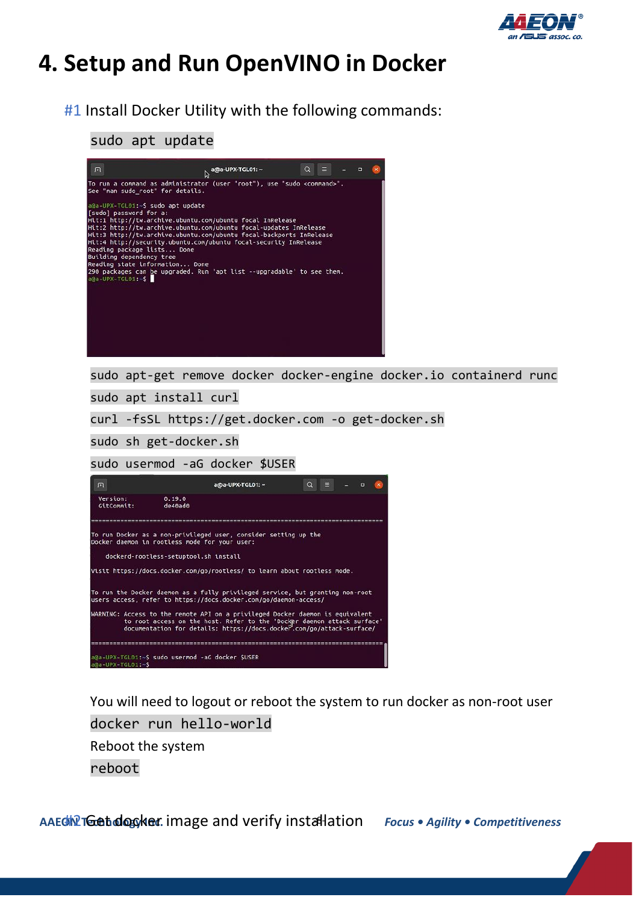# 4. Setup and Run OpenVINO in Docker

#1 Install Docker Utility with the following commands:

```
sudo apt update
```

```
To run a command as administrator (user "root"), use "sudo <command>".
See "man sudo_root" for details.

a@a-UPX-TGL01:~$ sudo apt update
[sudo] password for a:
Hit:1 http://tw.archive.ubuntu.com/ubuntu focal InRelease
Hit:2 http://tw.archive.ubuntu.com/ubuntu focal-updates InRelease
Hit:3 http://tw.archive.ubuntu.com/ubuntu focal-backports InRelease
Hit:4 http://security.ubuntu.com/ubuntu focal-security InRelease
Reading package lists... Done
Building dependency tree
Reading state information... Done
290 packages can be upgraded. Run 'apt list --upgradable' to see them.
a@a-UPX-TGL01:~$
```

```
sudo apt-get remove docker docker-engine docker.io containerd runc
sudo apt install curl
curl -fsSL https://get.docker.com -o get-docker.sh
sudo sh get-docker.sh
sudo usermod -aG docker $USER
```

```
 Version:          0.19.0
 GitCommit:        de40ad0

================================================================================

To run Docker as a non-privileged user, consider setting up the
Docker daemon in rootless mode for your user:

    dockerd-rootless-setuptool.sh install

Visit https://docs.docker.com/go/rootless/ to learn about rootless mode.


To run the Docker daemon as a fully privileged service, but granting non-root
users access, refer to https://docs.docker.com/go/daemon-access/

WARNING: Access to the remote API on a privileged Docker daemon is equivalent
         to root access on the host. Refer to the 'Docker daemon attack surface'
         documentation for details: https://docs.docker.com/go/attack-surface/

================================================================================

a@a-UPX-TGL01:~$ sudo usermod -aG docker $USER
a@a-UPX-TGL01:~$
```

You will need to logout or reboot the system to run docker as non-root user

```
docker run hello-world
```

Reboot the system

```
reboot
```

#2 Get docker image and verify installation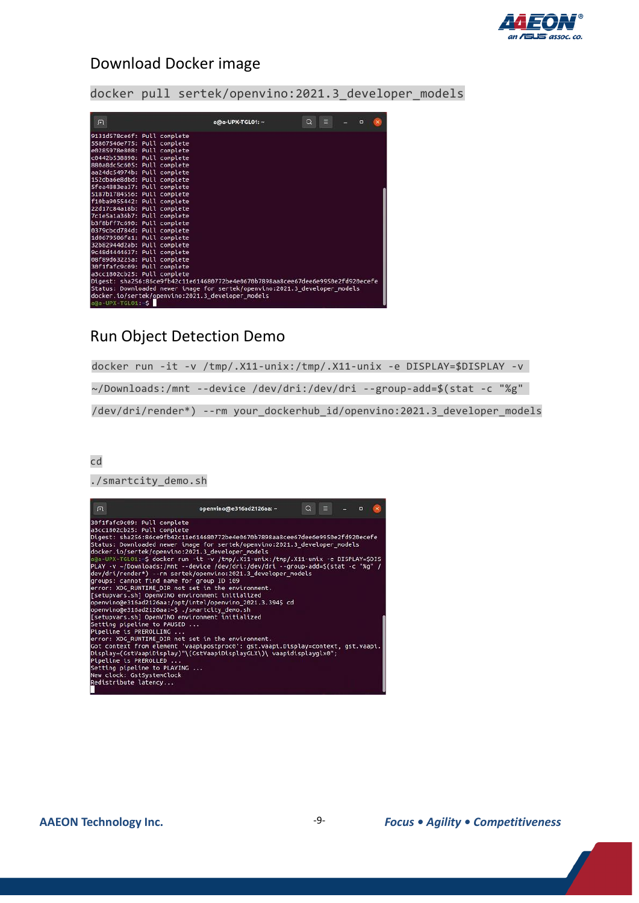## Download Docker image

```
docker pull sertek/openvino:2021.3_developer_models
```

```
9131d578ce6f: Pull complete
55807540e775: Pull complete
e0285978e808: Pull complete
c0442b530890: Pull complete
880a8dc5c605: Pull complete
aa24dc54974b: Pull complete
152dba6e8dbd: Pull complete
5fea4883ea37: Pull complete
5187b1784556: Pull complete
f10ba9055442: Pull complete
22d17c84a18b: Pull complete
7c1e5a1a36b7: Pull complete
b3f8bff7c690: Pull complete
0379cbcd784d: Pull complete
1d0679506fa1: Pull complete
32b82944d2ab: Pull complete
9c48d4444637: Pull complete
08f89d63225a: Pull complete
30f1fafc9c09: Pull complete
a3cc1802cb25: Pull complete
Digest: sha256:86ce9fb42c11e614680772be4e0670b7898aa8cee67dee6e9950e2fd920ecefe
Status: Downloaded newer image for sertek/openvino:2021.3_developer_models
docker.io/sertek/openvino:2021.3_developer_models
a@a-UPX-TGL01:~$
```

## Run Object Detection Demo

```
docker run -it -v /tmp/.X11-unix:/tmp/.X11-unix -e DISPLAY=$DISPLAY -v
~/Downloads:/mnt --device /dev/dri:/dev/dri --group-add=$(stat -c "%g"
/dev/dri/render*) --rm your_dockerhub_id/openvino:2021.3_developer_models
```

```
cd
./smartcity_demo.sh
```

```
30f1fafc9c09: Pull complete
a3cc1802cb25: Pull complete
Digest: sha256:86ce9fb42c11e614680772be4e0670b7898aa8cee67dee6e9950e2fd920ecefe
Status: Downloaded newer image for sertek/openvino:2021.3_developer_models
docker.io/sertek/openvino:2021.3_developer_models
a@a-UPX-TGL01:~$ docker run -it -v /tmp/.X11-unix:/tmp/.X11-unix -e DISPLAY=$DISPLAY -v ~/Downloads:/mnt --device /dev/dri:/dev/dri --group-add=$(stat -c "%g" /dev/dri/render*) --rm sertek/openvino:2021.3_developer_models
groups: cannot find name for group ID 109
error: XDG_RUNTIME_DIR not set in the environment.
[setupvars.sh] OpenVINO environment initialized
openvino@e316ad2126aa:/opt/intel/openvino_2021.3.394$ cd
openvino@e316ad2126aa:~$ ./smartcity_demo.sh
[setupvars.sh] OpenVINO environment initialized
Setting pipeline to PAUSED ...
Pipeline is PREROLLING ...
error: XDG_RUNTIME_DIR not set in the environment.
Got context from element 'vaapipostproc0': gst.vaapi.Display=context, gst.vaapi.Display=(GstVaapiDisplay)"\(GstVaapiDisplayGLX\)\ vaapidisplayglx0";
Pipeline is PREROLLED ...
Setting pipeline to PLAYING ...
New clock: GstSystemClock
Redistribute latency...
```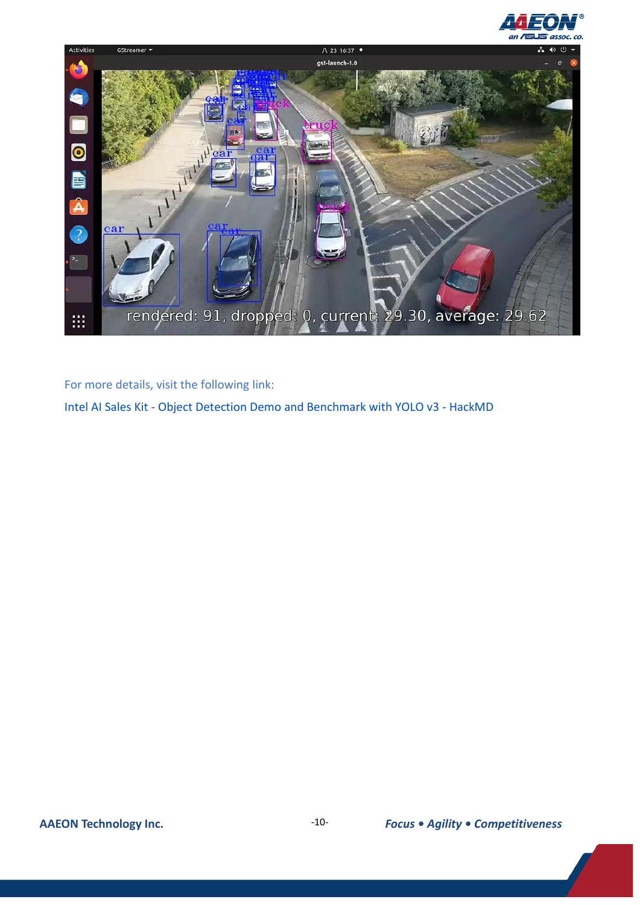For more details, visit the following link:

Intel AI Sales Kit - Object Detection Demo and Benchmark with YOLO v3 - HackMD